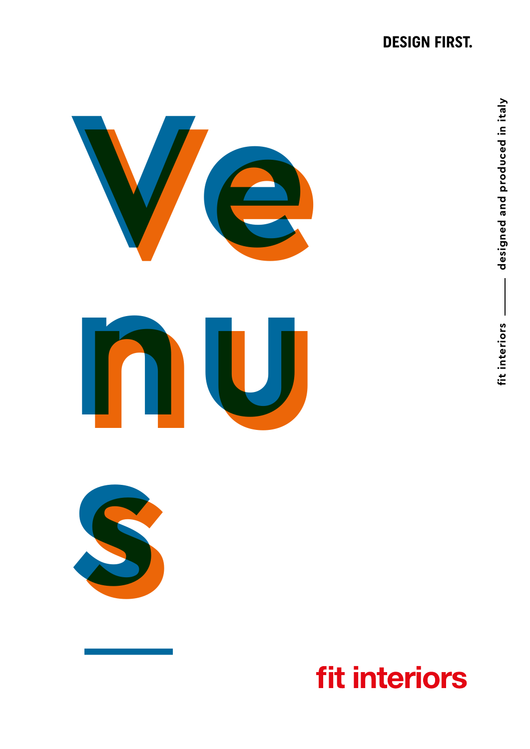**DESIGN FIRST.**

# Venus

fit interiors — designed and produced in italy

fit interiors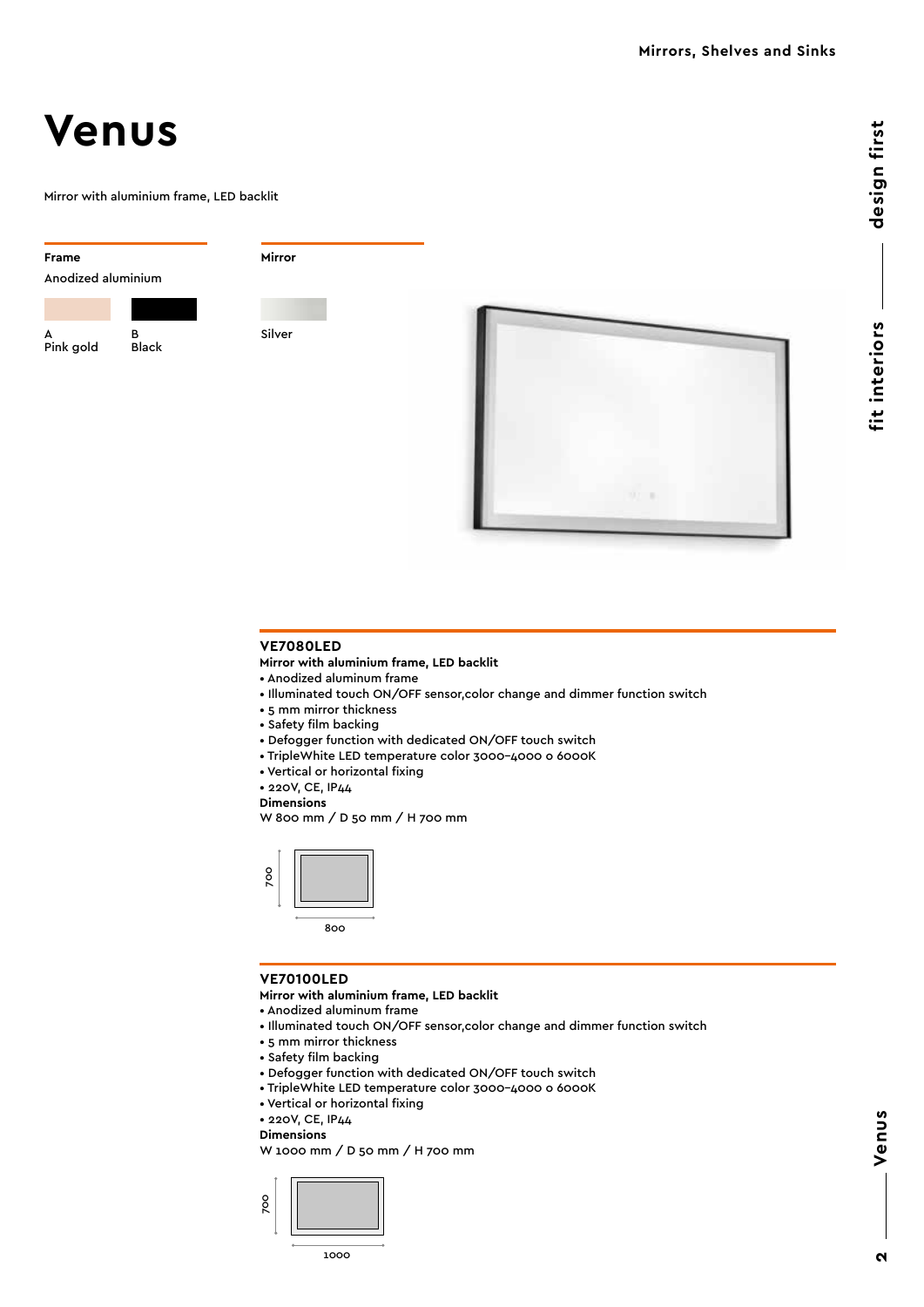# Venus

Mirror with aluminium frame, LED backlit

**Frame**

Anodized aluminium

A
Pink gold

B
Black

**Mirror**

Silver

## VE7080LED

**Mirror with aluminium frame, LED backlit**

- Anodized aluminum frame
- Illuminated touch ON/OFF sensor,color change and dimmer function switch
- 5 mm mirror thickness
- Safety film backing
- Defogger function with dedicated ON/OFF touch switch
- TripleWhite LED temperature color 3000-4000 o 6000K
- Vertical or horizontal fixing
- 220V, CE, IP44

**Dimensions**

W 800 mm / D 50 mm / H 700 mm

700

800

## VE70100LED

**Mirror with aluminium frame, LED backlit**

- Anodized aluminum frame
- Illuminated touch ON/OFF sensor,color change and dimmer function switch
- 5 mm mirror thickness
- Safety film backing
- Defogger function with dedicated ON/OFF touch switch
- TripleWhite LED temperature color 3000-4000 o 6000K
- Vertical or horizontal fixing
- 220V, CE, IP44

**Dimensions**

W 1000 mm / D 50 mm / H 700 mm

700

1000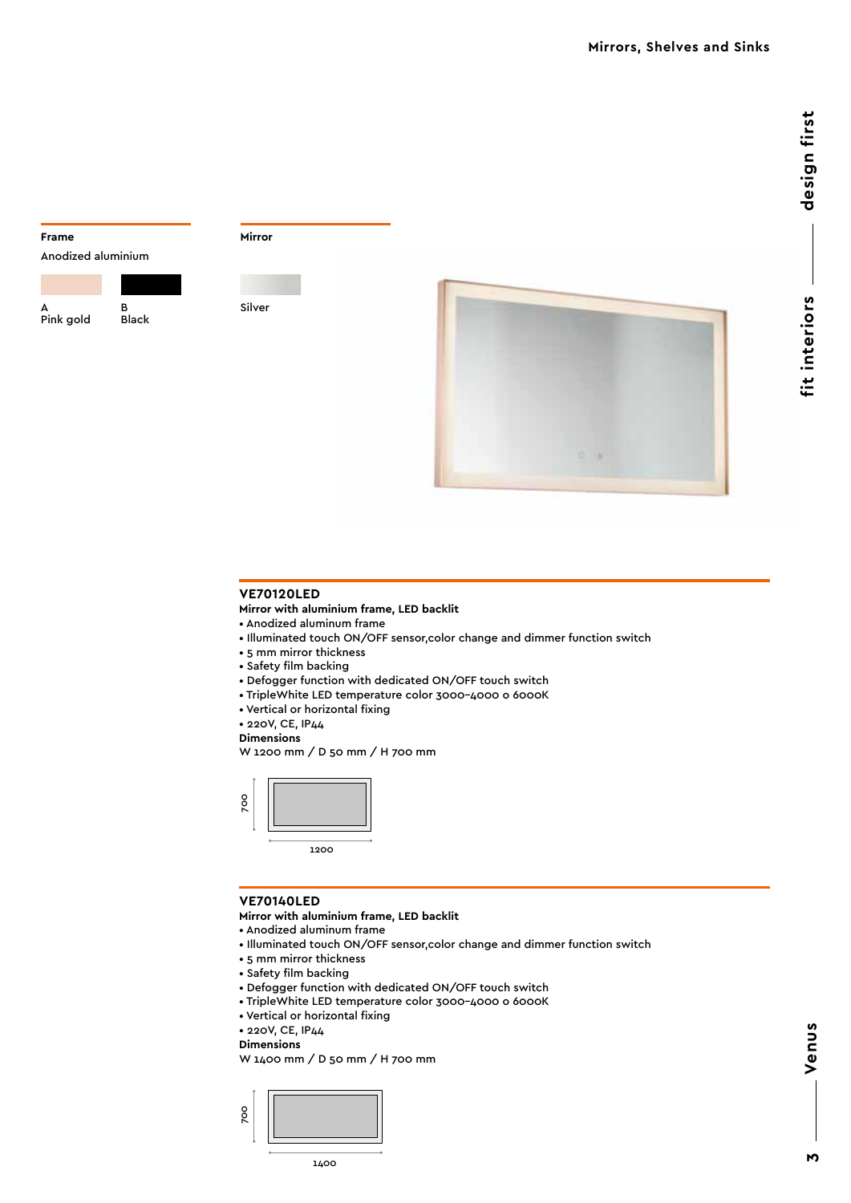**Frame**

Anodized aluminium

A
Pink gold

B
Black

**Mirror**

Silver

## VE70120LED

**Mirror with aluminium frame, LED backlit**

- Anodized aluminum frame
- Illuminated touch ON/OFF sensor,color change and dimmer function switch
- 5 mm mirror thickness
- Safety film backing
- Defogger function with dedicated ON/OFF touch switch
- TripleWhite LED temperature color 3000-4000 o 6000K
- Vertical or horizontal fixing
- 220V, CE, IP44

**Dimensions**

W 1200 mm / D 50 mm / H 700 mm

700

1200

## VE70140LED

**Mirror with aluminium frame, LED backlit**

- Anodized aluminum frame
- Illuminated touch ON/OFF sensor,color change and dimmer function switch
- 5 mm mirror thickness
- Safety film backing
- Defogger function with dedicated ON/OFF touch switch
- TripleWhite LED temperature color 3000-4000 o 6000K
- Vertical or horizontal fixing
- 220V, CE, IP44

**Dimensions**

W 1400 mm / D 50 mm / H 700 mm

700

1400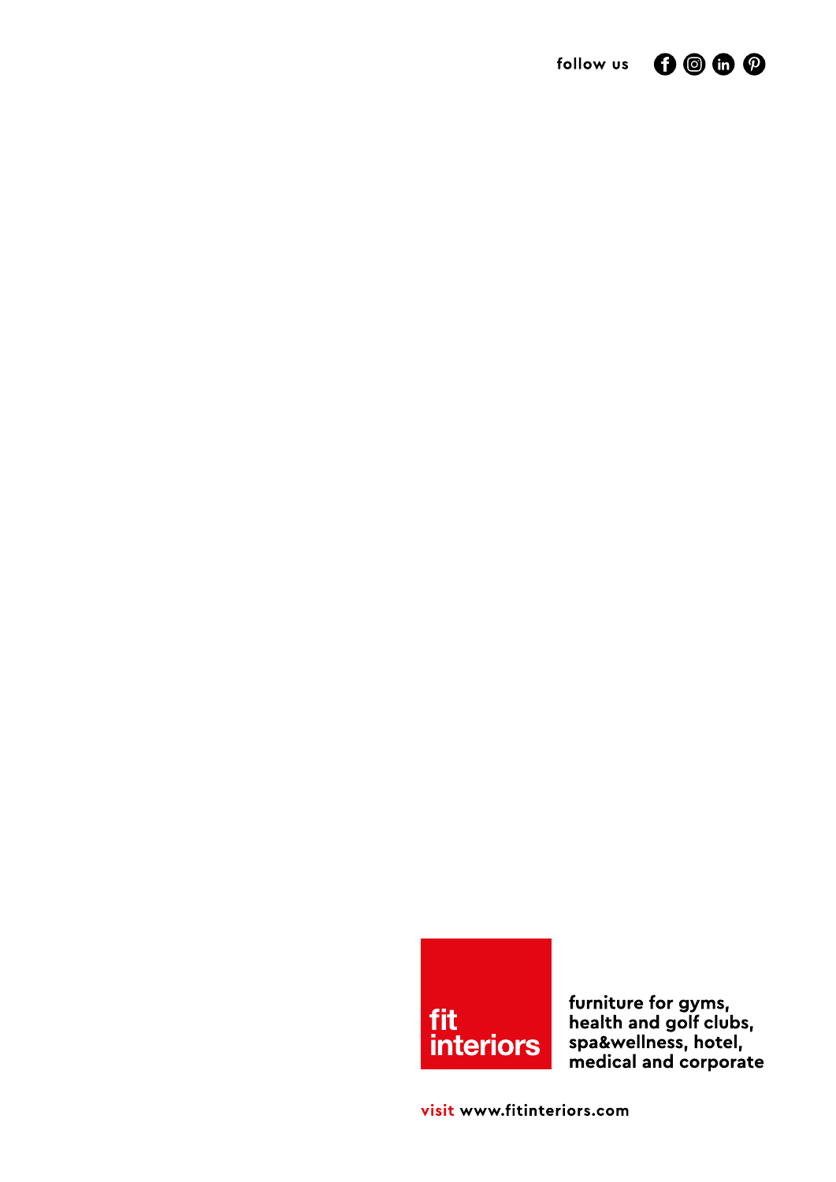follow us

fit interiors

furniture for gyms,
health and golf clubs,
spa&wellness, hotel,
medical and corporate

visit www.fitinteriors.com